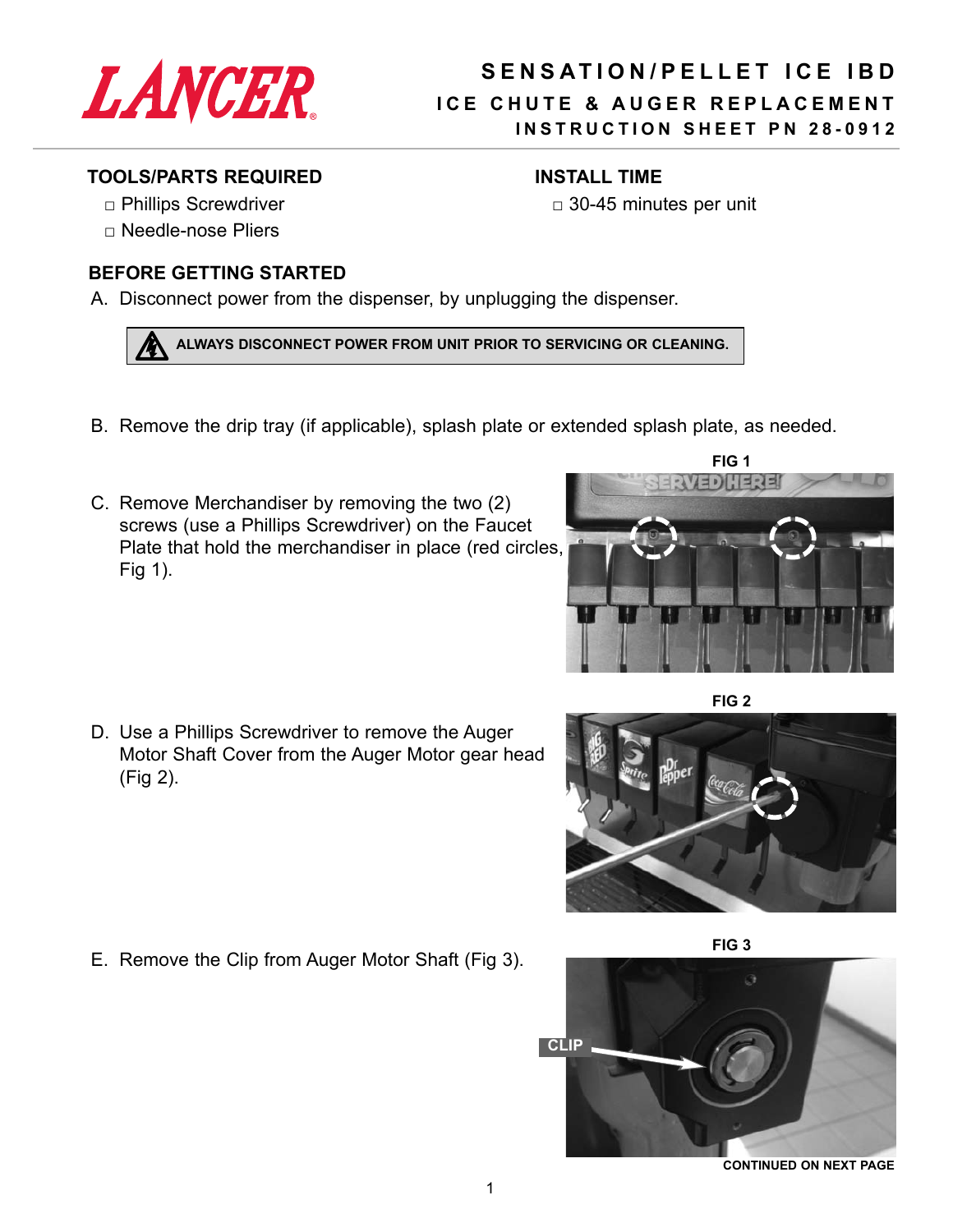LANCER

# SENSATION/PELLET ICE IBD

## ICE CHUTE & AUGER REPLACEMENT

### INSTRUCTION SHEET PN 28-0912

**TOOLS/PARTS REQUIRED**

- □ Phillips Screwdriver
- □ Needle-nose Pliers

**INSTALL TIME**

- □ 30-45 minutes per unit

**BEFORE GETTING STARTED**

A. Disconnect power from the dispenser, by unplugging the dispenser.

> **ALWAYS DISCONNECT POWER FROM UNIT PRIOR TO SERVICING OR CLEANING.**

B. Remove the drip tray (if applicable), splash plate or extended splash plate, as needed.

C. Remove Merchandiser by removing the two (2) screws (use a Phillips Screwdriver) on the Faucet Plate that hold the merchandiser in place (red circles, Fig 1).

FIG 1

D. Use a Phillips Screwdriver to remove the Auger Motor Shaft Cover from the Auger Motor gear head (Fig 2).

FIG 2

E. Remove the Clip from Auger Motor Shaft (Fig 3).

FIG 3

CLIP

CONTINUED ON NEXT PAGE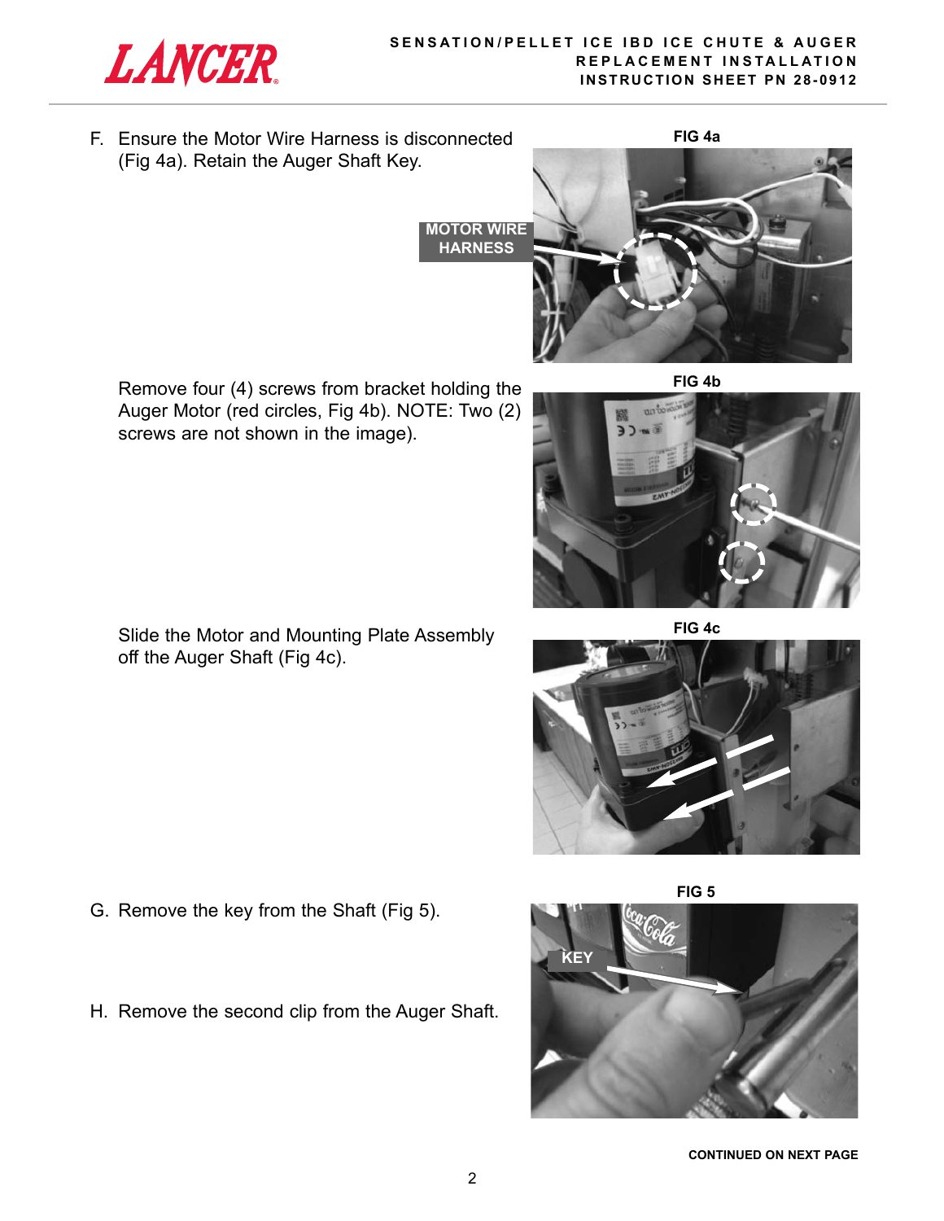F. Ensure the Motor Wire Harness is disconnected (Fig 4a). Retain the Auger Shaft Key.

FIG 4a

MOTOR WIRE HARNESS

Remove four (4) screws from bracket holding the Auger Motor (red circles, Fig 4b). NOTE: Two (2) screws are not shown in the image).

FIG 4b

Slide the Motor and Mounting Plate Assembly off the Auger Shaft (Fig 4c).

FIG 4c

G. Remove the key from the Shaft (Fig 5).

H. Remove the second clip from the Auger Shaft.

FIG 5

KEY

**CONTINUED ON NEXT PAGE**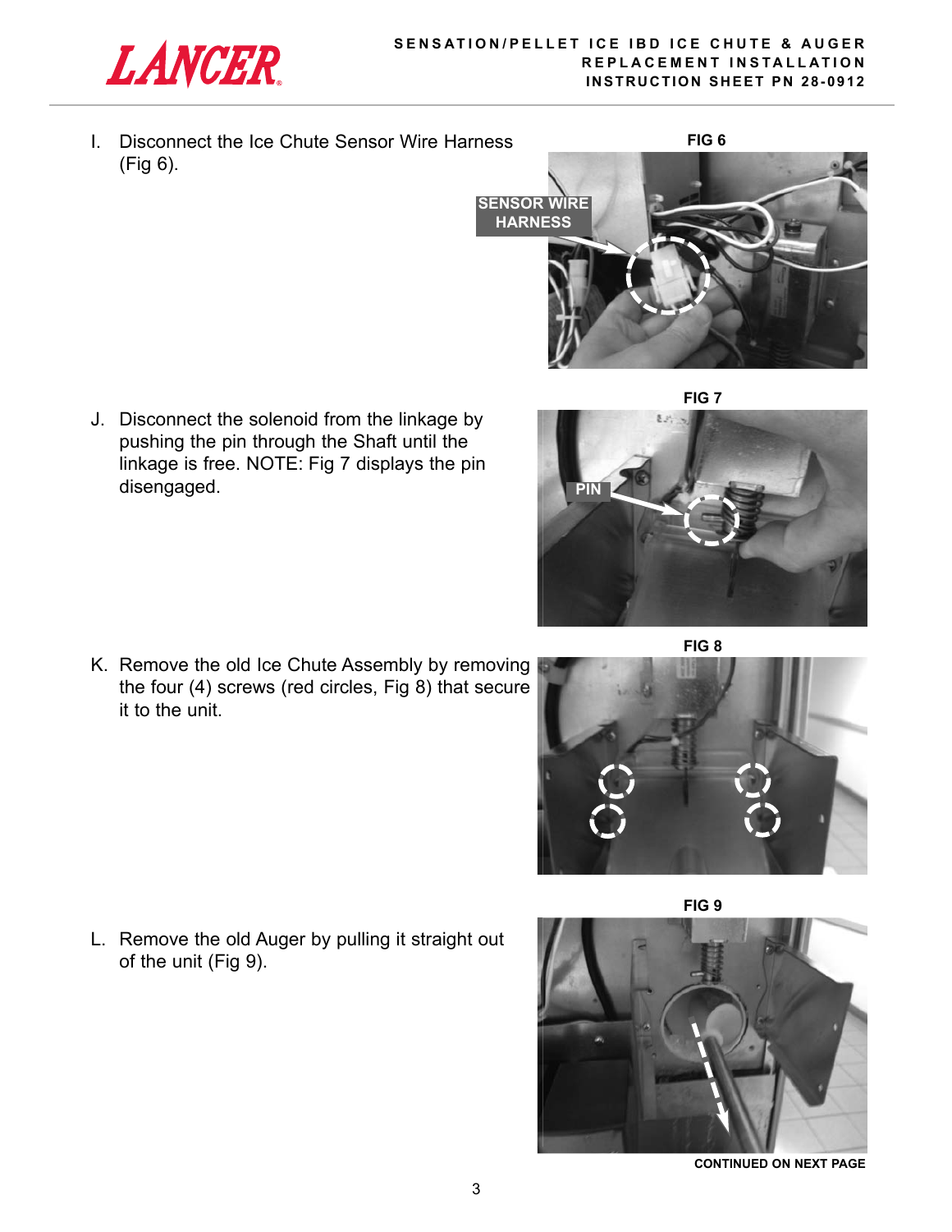I. Disconnect the Ice Chute Sensor Wire Harness (Fig 6).

FIG 6

SENSOR WIRE HARNESS

J. Disconnect the solenoid from the linkage by pushing the pin through the Shaft until the linkage is free. NOTE: Fig 7 displays the pin disengaged.

FIG 7

PIN

K. Remove the old Ice Chute Assembly by removing the four (4) screws (red circles, Fig 8) that secure it to the unit.

FIG 8

L. Remove the old Auger by pulling it straight out of the unit (Fig 9).

FIG 9

**CONTINUED ON NEXT PAGE**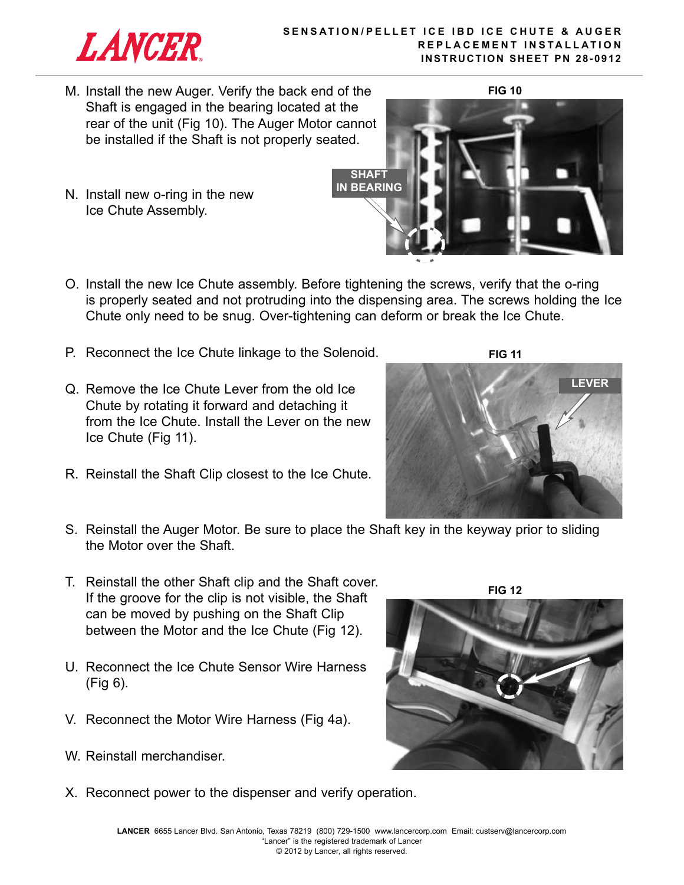- M. Install the new Auger. Verify the back end of the Shaft is engaged in the bearing located at the rear of the unit (Fig 10). The Auger Motor cannot be installed if the Shaft is not properly seated.

- N. Install new o-ring in the new Ice Chute Assembly.

FIG 10

SHAFT IN BEARING

- O. Install the new Ice Chute assembly. Before tightening the screws, verify that the o-ring is properly seated and not protruding into the dispensing area. The screws holding the Ice Chute only need to be snug. Over-tightening can deform or break the Ice Chute.

- P. Reconnect the Ice Chute linkage to the Solenoid.

- Q. Remove the Ice Chute Lever from the old Ice Chute by rotating it forward and detaching it from the Ice Chute. Install the Lever on the new Ice Chute (Fig 11).

- R. Reinstall the Shaft Clip closest to the Ice Chute.

FIG 11

LEVER

- S. Reinstall the Auger Motor. Be sure to place the Shaft key in the keyway prior to sliding the Motor over the Shaft.

- T. Reinstall the other Shaft clip and the Shaft cover. If the groove for the clip is not visible, the Shaft can be moved by pushing on the Shaft Clip between the Motor and the Ice Chute (Fig 12).

- U. Reconnect the Ice Chute Sensor Wire Harness (Fig 6).

- V. Reconnect the Motor Wire Harness (Fig 4a).

- W. Reinstall merchandiser.

- X. Reconnect power to the dispenser and verify operation.

FIG 12

**LANCER** 6655 Lancer Blvd. San Antonio, Texas 78219 (800) 729-1500 www.lancercorp.com Email: custserv@lancercorp.com
"Lancer" is the registered trademark of Lancer
© 2012 by Lancer, all rights reserved.